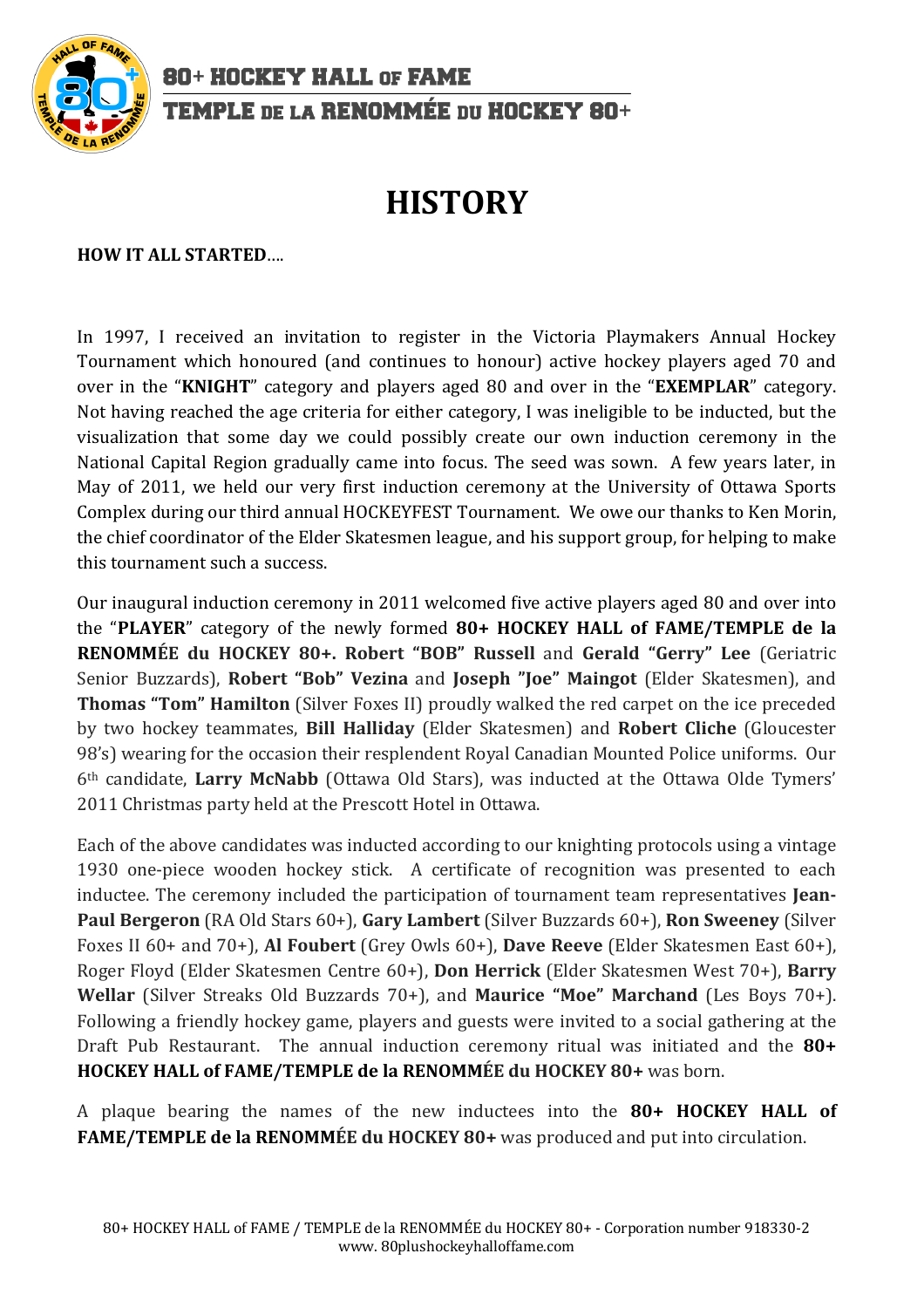80+ HOCKEY HALL OF FAME

TEMPLE DE LA RENOMMÉE DU HOCKEY 80+

# HISTORY

**HOW IT ALL STARTED**….

In 1997, I received an invitation to register in the Victoria Playmakers Annual Hockey Tournament which honoured (and continues to honour) active hockey players aged 70 and over in the "**KNIGHT**" category and players aged 80 and over in the "**EXEMPLAR**" category. Not having reached the age criteria for either category, I was ineligible to be inducted, but the visualization that some day we could possibly create our own induction ceremony in the National Capital Region gradually came into focus. The seed was sown. A few years later, in May of 2011, we held our very first induction ceremony at the University of Ottawa Sports Complex during our third annual HOCKEYFEST Tournament. We owe our thanks to Ken Morin, the chief coordinator of the Elder Skatesmen league, and his support group, for helping to make this tournament such a success.

Our inaugural induction ceremony in 2011 welcomed five active players aged 80 and over into the "**PLAYER**" category of the newly formed **80+ HOCKEY HALL of FAME/TEMPLE de la RENOMMÉE du HOCKEY 80+. Robert "BOB" Russell** and **Gerald "Gerry" Lee** (Geriatric Senior Buzzards), **Robert "Bob" Vezina** and **Joseph "Joe" Maingot** (Elder Skatesmen), and **Thomas "Tom" Hamilton** (Silver Foxes II) proudly walked the red carpet on the ice preceded by two hockey teammates, **Bill Halliday** (Elder Skatesmen) and **Robert Cliche** (Gloucester 98's) wearing for the occasion their resplendent Royal Canadian Mounted Police uniforms. Our 6th candidate, **Larry McNabb** (Ottawa Old Stars), was inducted at the Ottawa Olde Tymers' 2011 Christmas party held at the Prescott Hotel in Ottawa.

Each of the above candidates was inducted according to our knighting protocols using a vintage 1930 one-piece wooden hockey stick. A certificate of recognition was presented to each inductee. The ceremony included the participation of tournament team representatives **Jean-Paul Bergeron** (RA Old Stars 60+), **Gary Lambert** (Silver Buzzards 60+), **Ron Sweeney** (Silver Foxes II 60+ and 70+), **Al Foubert** (Grey Owls 60+), **Dave Reeve** (Elder Skatesmen East 60+), Roger Floyd (Elder Skatesmen Centre 60+), **Don Herrick** (Elder Skatesmen West 70+), **Barry Wellar** (Silver Streaks Old Buzzards 70+), and **Maurice "Moe" Marchand** (Les Boys 70+). Following a friendly hockey game, players and guests were invited to a social gathering at the Draft Pub Restaurant. The annual induction ceremony ritual was initiated and the **80+ HOCKEY HALL of FAME/TEMPLE de la RENOMMÉE du HOCKEY 80+** was born.

A plaque bearing the names of the new inductees into the **80+ HOCKEY HALL of FAME/TEMPLE de la RENOMMÉE du HOCKEY 80+** was produced and put into circulation.

80+ HOCKEY HALL of FAME / TEMPLE de la RENOMMÉE du HOCKEY 80+ - Corporation number 918330-2
www. 80plushockeyhalloffame.com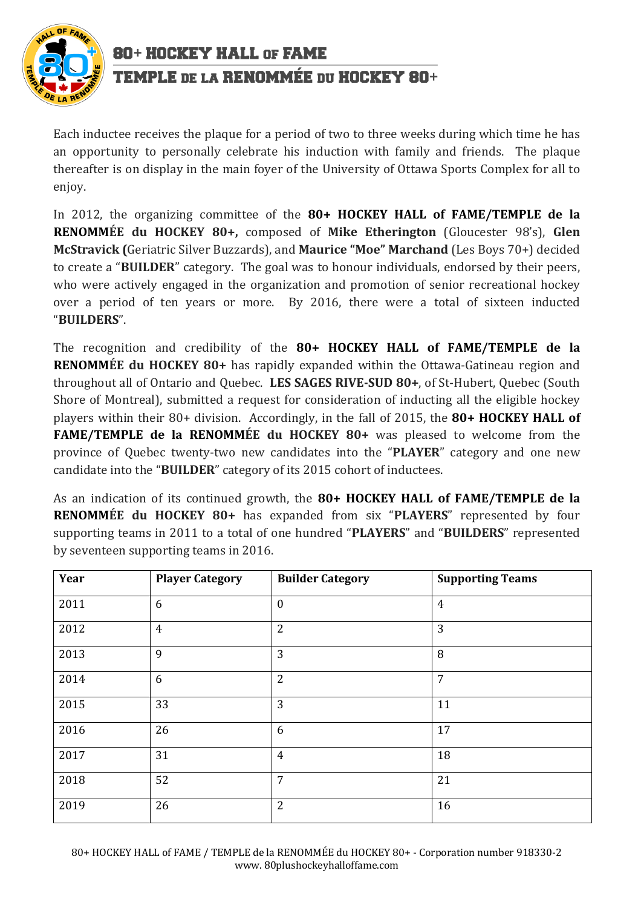Each inductee receives the plaque for a period of two to three weeks during which time he has an opportunity to personally celebrate his induction with family and friends. The plaque thereafter is on display in the main foyer of the University of Ottawa Sports Complex for all to enjoy.

In 2012, the organizing committee of the **80+ HOCKEY HALL of FAME/TEMPLE de la RENOMMÉE du HOCKEY 80+,** composed of **Mike Etherington** (Gloucester 98's), **Glen McStravick (**Geriatric Silver Buzzards), and **Maurice "Moe" Marchand** (Les Boys 70+) decided to create a "**BUILDER**" category. The goal was to honour individuals, endorsed by their peers, who were actively engaged in the organization and promotion of senior recreational hockey over a period of ten years or more. By 2016, there were a total of sixteen inducted "**BUILDERS**".

The recognition and credibility of the **80+ HOCKEY HALL of FAME/TEMPLE de la RENOMMÉE du HOCKEY 80+** has rapidly expanded within the Ottawa-Gatineau region and throughout all of Ontario and Quebec. **LES SAGES RIVE-SUD 80+**, of St-Hubert, Quebec (South Shore of Montreal), submitted a request for consideration of inducting all the eligible hockey players within their 80+ division. Accordingly, in the fall of 2015, the **80+ HOCKEY HALL of FAME/TEMPLE de la RENOMMÉE du HOCKEY 80+** was pleased to welcome from the province of Quebec twenty-two new candidates into the "**PLAYER**" category and one new candidate into the "**BUILDER**" category of its 2015 cohort of inductees.

As an indication of its continued growth, the **80+ HOCKEY HALL of FAME/TEMPLE de la RENOMMÉE du HOCKEY 80+** has expanded from six "**PLAYERS**" represented by four supporting teams in 2011 to a total of one hundred "**PLAYERS**" and "**BUILDERS**" represented by seventeen supporting teams in 2016.

| Year | Player Category | Builder Category | Supporting Teams |
|---|---|---|---|
| 2011 | 6 | 0 | 4 |
| 2012 | 4 | 2 | 3 |
| 2013 | 9 | 3 | 8 |
| 2014 | 6 | 2 | 7 |
| 2015 | 33 | 3 | 11 |
| 2016 | 26 | 6 | 17 |
| 2017 | 31 | 4 | 18 |
| 2018 | 52 | 7 | 21 |
| 2019 | 26 | 2 | 16 |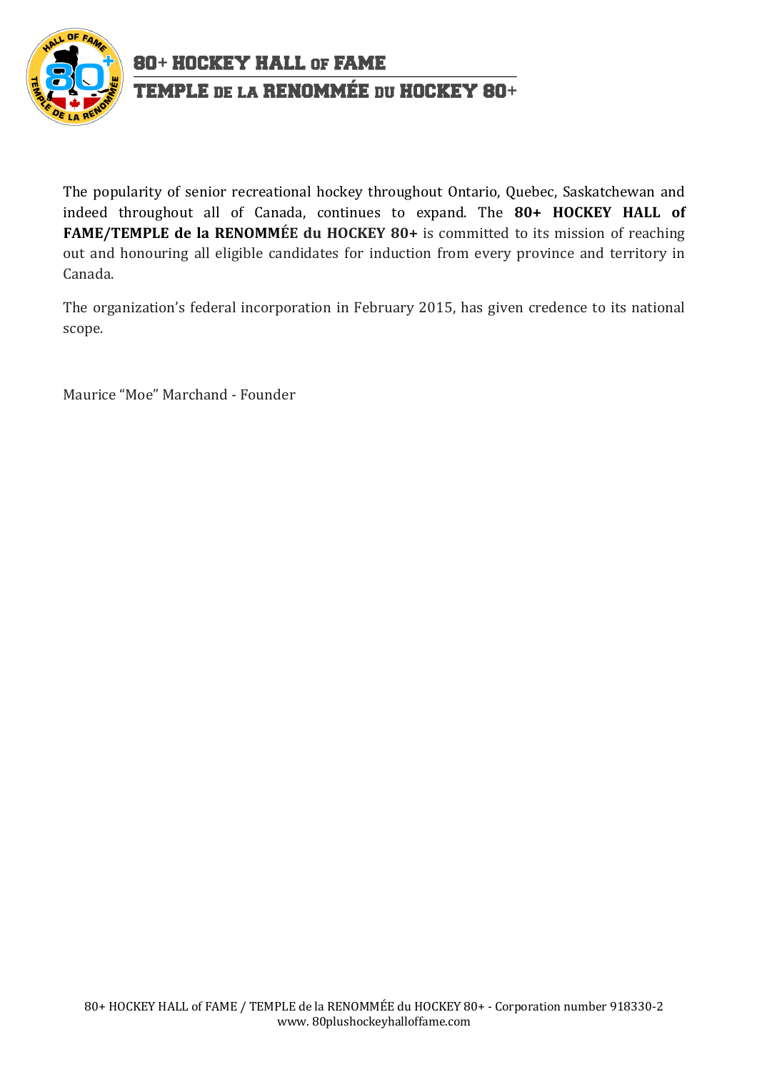The popularity of senior recreational hockey throughout Ontario, Quebec, Saskatchewan and indeed throughout all of Canada, continues to expand. The **80+ HOCKEY HALL of FAME/TEMPLE de la RENOMMÉE du HOCKEY 80+** is committed to its mission of reaching out and honouring all eligible candidates for induction from every province and territory in Canada.

The organization's federal incorporation in February 2015, has given credence to its national scope.

Maurice "Moe" Marchand - Founder